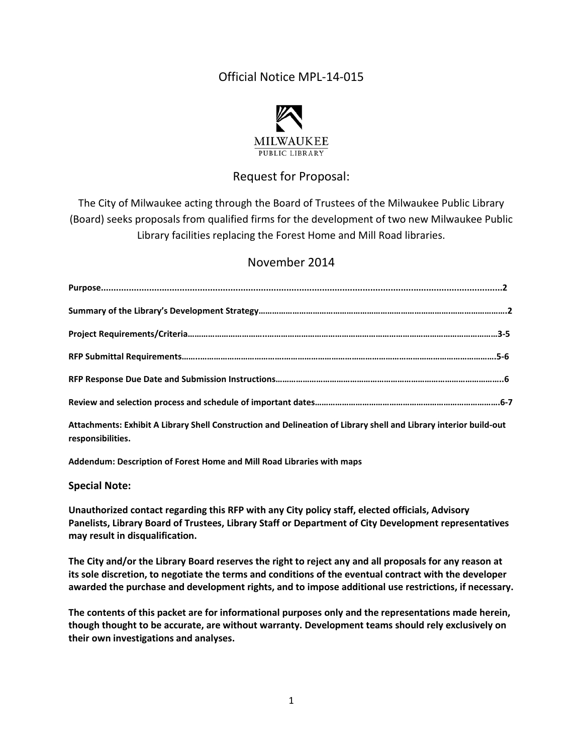# Official Notice MPL-14-015

MILWAUKEE
PUBLIC LIBRARY

## Request for Proposal:

The City of Milwaukee acting through the Board of Trustees of the Milwaukee Public Library (Board) seeks proposals from qualified firms for the development of two new Milwaukee Public Library facilities replacing the Forest Home and Mill Road libraries.

## November 2014

**Purpose..........................................................................................................................................2**

**Summary of the Library's Development Strategy……………………………………………………………………………………….2**

**Project Requirements/Criteria……………………………..……………………………………………………………………………3-5**

**RFP Submittal Requirements…..……………………………………………………………………………………………………………5-6**

**RFP Response Due Date and Submission Instructions……………………………………………………………………………..6**

**Review and selection process and schedule of important dates………………………………………………………………….6-7**

**Attachments: Exhibit A Library Shell Construction and Delineation of Library shell and Library interior build-out responsibilities.**

**Addendum: Description of Forest Home and Mill Road Libraries with maps**

### Special Note:

**Unauthorized contact regarding this RFP with any City policy staff, elected officials, Advisory Panelists, Library Board of Trustees, Library Staff or Department of City Development representatives may result in disqualification.**

**The City and/or the Library Board reserves the right to reject any and all proposals for any reason at its sole discretion, to negotiate the terms and conditions of the eventual contract with the developer awarded the purchase and development rights, and to impose additional use restrictions, if necessary.**

**The contents of this packet are for informational purposes only and the representations made herein, though thought to be accurate, are without warranty. Development teams should rely exclusively on their own investigations and analyses.**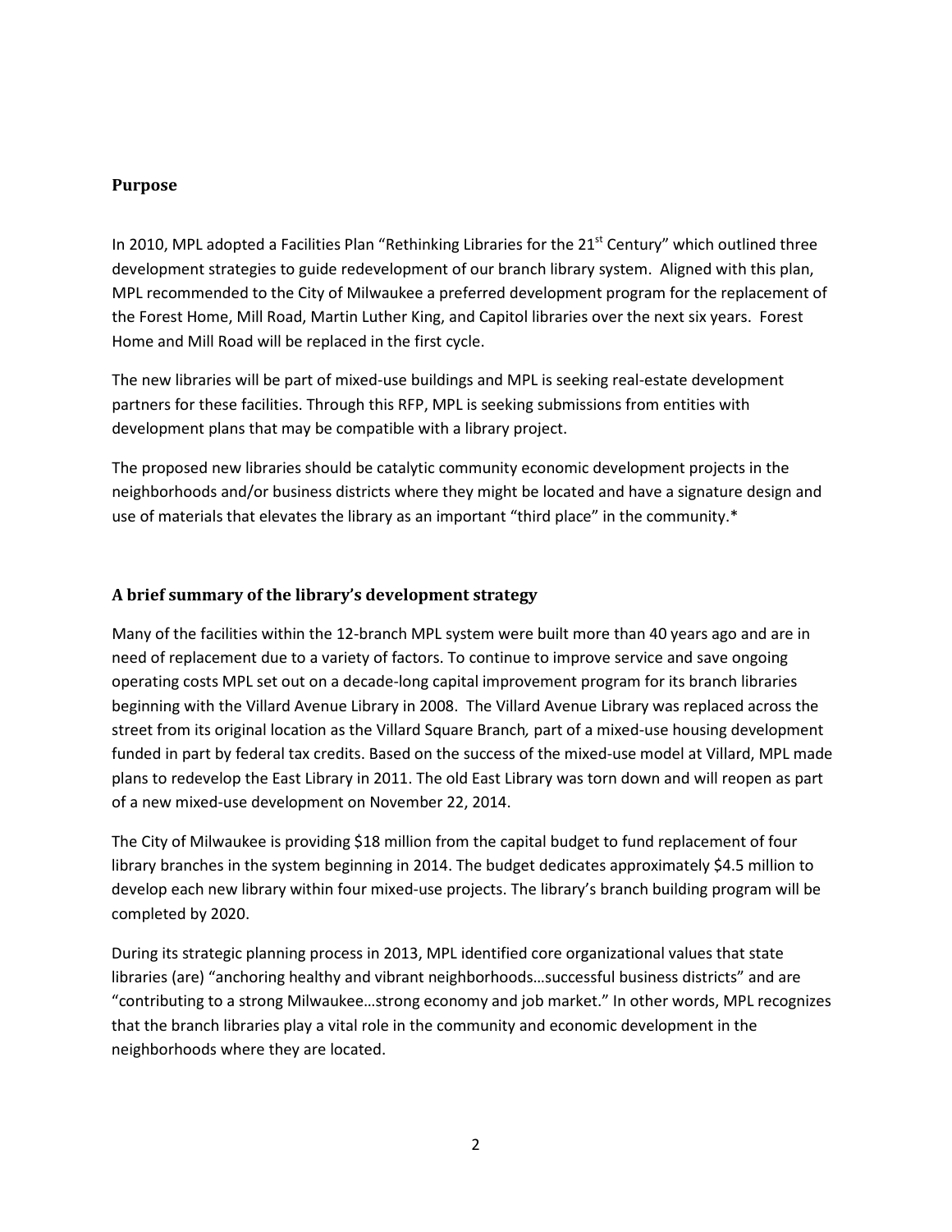## Purpose

In 2010, MPL adopted a Facilities Plan "Rethinking Libraries for the 21st Century" which outlined three development strategies to guide redevelopment of our branch library system. Aligned with this plan, MPL recommended to the City of Milwaukee a preferred development program for the replacement of the Forest Home, Mill Road, Martin Luther King, and Capitol libraries over the next six years. Forest Home and Mill Road will be replaced in the first cycle.

The new libraries will be part of mixed-use buildings and MPL is seeking real-estate development partners for these facilities. Through this RFP, MPL is seeking submissions from entities with development plans that may be compatible with a library project.

The proposed new libraries should be catalytic community economic development projects in the neighborhoods and/or business districts where they might be located and have a signature design and use of materials that elevates the library as an important "third place" in the community.*

## A brief summary of the library's development strategy

Many of the facilities within the 12-branch MPL system were built more than 40 years ago and are in need of replacement due to a variety of factors. To continue to improve service and save ongoing operating costs MPL set out on a decade-long capital improvement program for its branch libraries beginning with the Villard Avenue Library in 2008. The Villard Avenue Library was replaced across the street from its original location as the Villard Square Branch*,* part of a mixed-use housing development funded in part by federal tax credits. Based on the success of the mixed-use model at Villard, MPL made plans to redevelop the East Library in 2011. The old East Library was torn down and will reopen as part of a new mixed-use development on November 22, 2014.

The City of Milwaukee is providing $18 million from the capital budget to fund replacement of four library branches in the system beginning in 2014. The budget dedicates approximately $4.5 million to develop each new library within four mixed-use projects. The library's branch building program will be completed by 2020.

During its strategic planning process in 2013, MPL identified core organizational values that state libraries (are) "anchoring healthy and vibrant neighborhoods…successful business districts" and are "contributing to a strong Milwaukee…strong economy and job market." In other words, MPL recognizes that the branch libraries play a vital role in the community and economic development in the neighborhoods where they are located.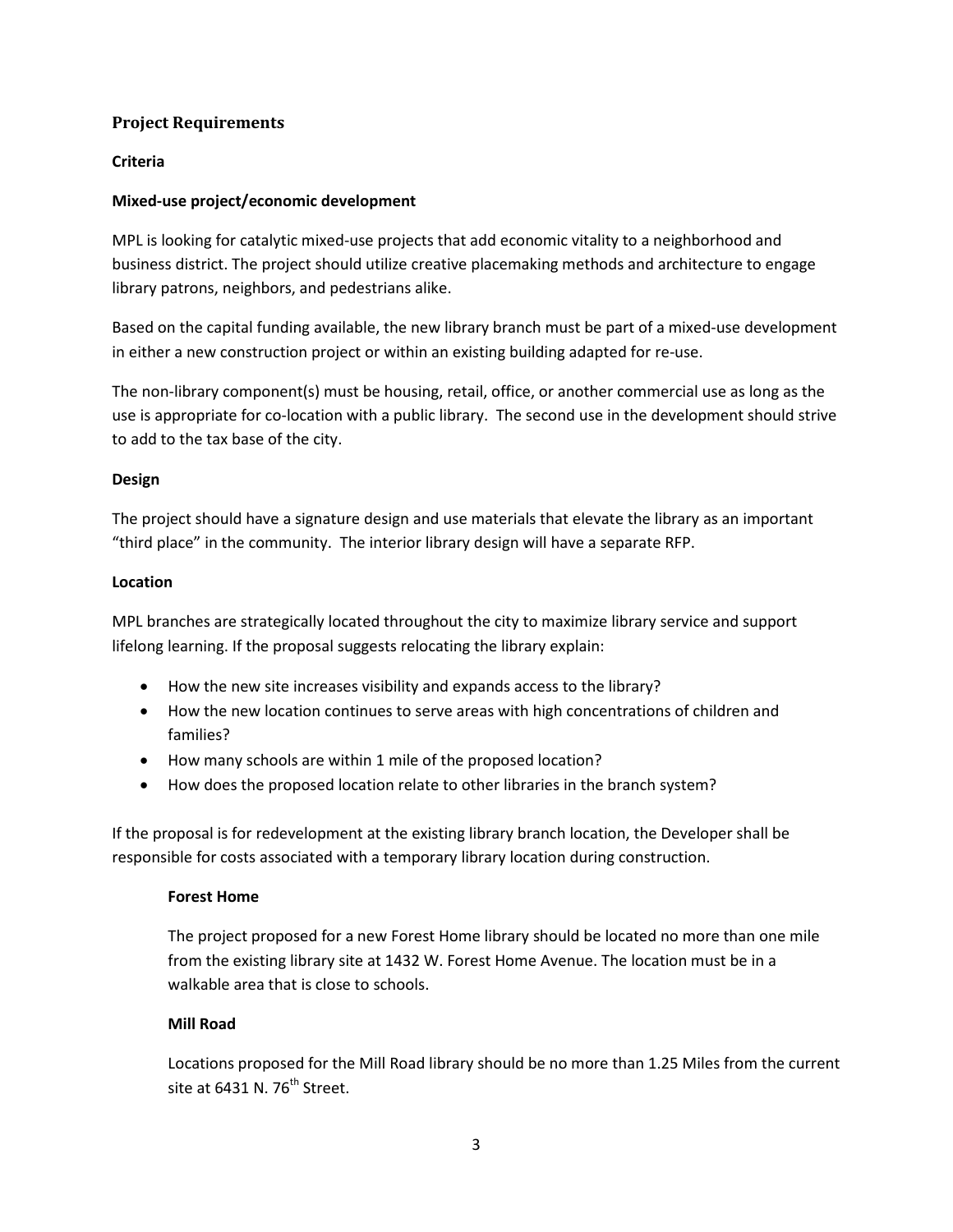## Project Requirements

### Criteria

**Mixed-use project/economic development**

MPL is looking for catalytic mixed-use projects that add economic vitality to a neighborhood and business district. The project should utilize creative placemaking methods and architecture to engage library patrons, neighbors, and pedestrians alike.

Based on the capital funding available, the new library branch must be part of a mixed-use development in either a new construction project or within an existing building adapted for re-use.

The non-library component(s) must be housing, retail, office, or another commercial use as long as the use is appropriate for co-location with a public library. The second use in the development should strive to add to the tax base of the city.

**Design**

The project should have a signature design and use materials that elevate the library as an important "third place" in the community. The interior library design will have a separate RFP.

**Location**

MPL branches are strategically located throughout the city to maximize library service and support lifelong learning. If the proposal suggests relocating the library explain:

- How the new site increases visibility and expands access to the library?
- How the new location continues to serve areas with high concentrations of children and families?
- How many schools are within 1 mile of the proposed location?
- How does the proposed location relate to other libraries in the branch system?

If the proposal is for redevelopment at the existing library branch location, the Developer shall be responsible for costs associated with a temporary library location during construction.

**Forest Home**

The project proposed for a new Forest Home library should be located no more than one mile from the existing library site at 1432 W. Forest Home Avenue. The location must be in a walkable area that is close to schools.

**Mill Road**

Locations proposed for the Mill Road library should be no more than 1.25 Miles from the current site at 6431 N. 76th Street.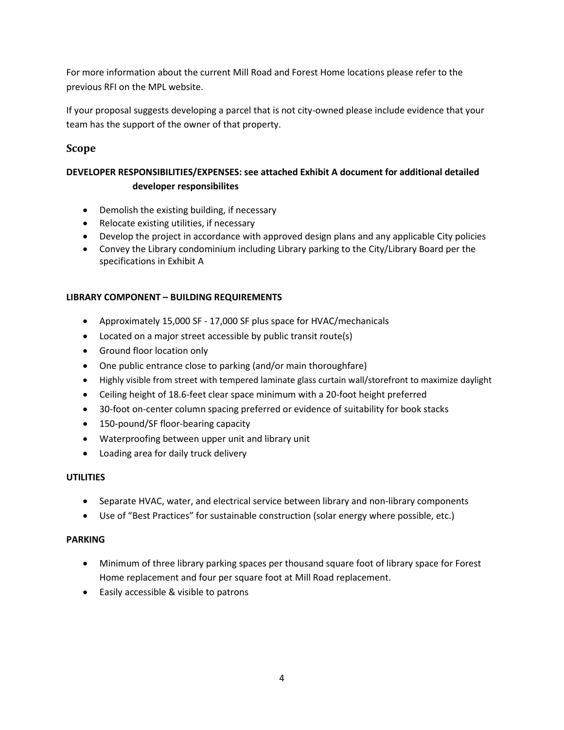For more information about the current Mill Road and Forest Home locations please refer to the previous RFI on the MPL website.

If your proposal suggests developing a parcel that is not city-owned please include evidence that your team has the support of the owner of that property.

## Scope

**DEVELOPER RESPONSIBILITIES/EXPENSES: see attached Exhibit A document for additional detailed developer responsibilites**

- Demolish the existing building, if necessary
- Relocate existing utilities, if necessary
- Develop the project in accordance with approved design plans and any applicable City policies
- Convey the Library condominium including Library parking to the City/Library Board per the specifications in Exhibit A

**LIBRARY COMPONENT – BUILDING REQUIREMENTS**

- Approximately 15,000 SF - 17,000 SF plus space for HVAC/mechanicals
- Located on a major street accessible by public transit route(s)
- Ground floor location only
- One public entrance close to parking (and/or main thoroughfare)
- Highly visible from street with tempered laminate glass curtain wall/storefront to maximize daylight
- Ceiling height of 18.6-feet clear space minimum with a 20-foot height preferred
- 30-foot on-center column spacing preferred or evidence of suitability for book stacks
- 150-pound/SF floor-bearing capacity
- Waterproofing between upper unit and library unit
- Loading area for daily truck delivery

**UTILITIES**

- Separate HVAC, water, and electrical service between library and non-library components
- Use of "Best Practices" for sustainable construction (solar energy where possible, etc.)

**PARKING**

- Minimum of three library parking spaces per thousand square foot of library space for Forest Home replacement and four per square foot at Mill Road replacement.
- Easily accessible & visible to patrons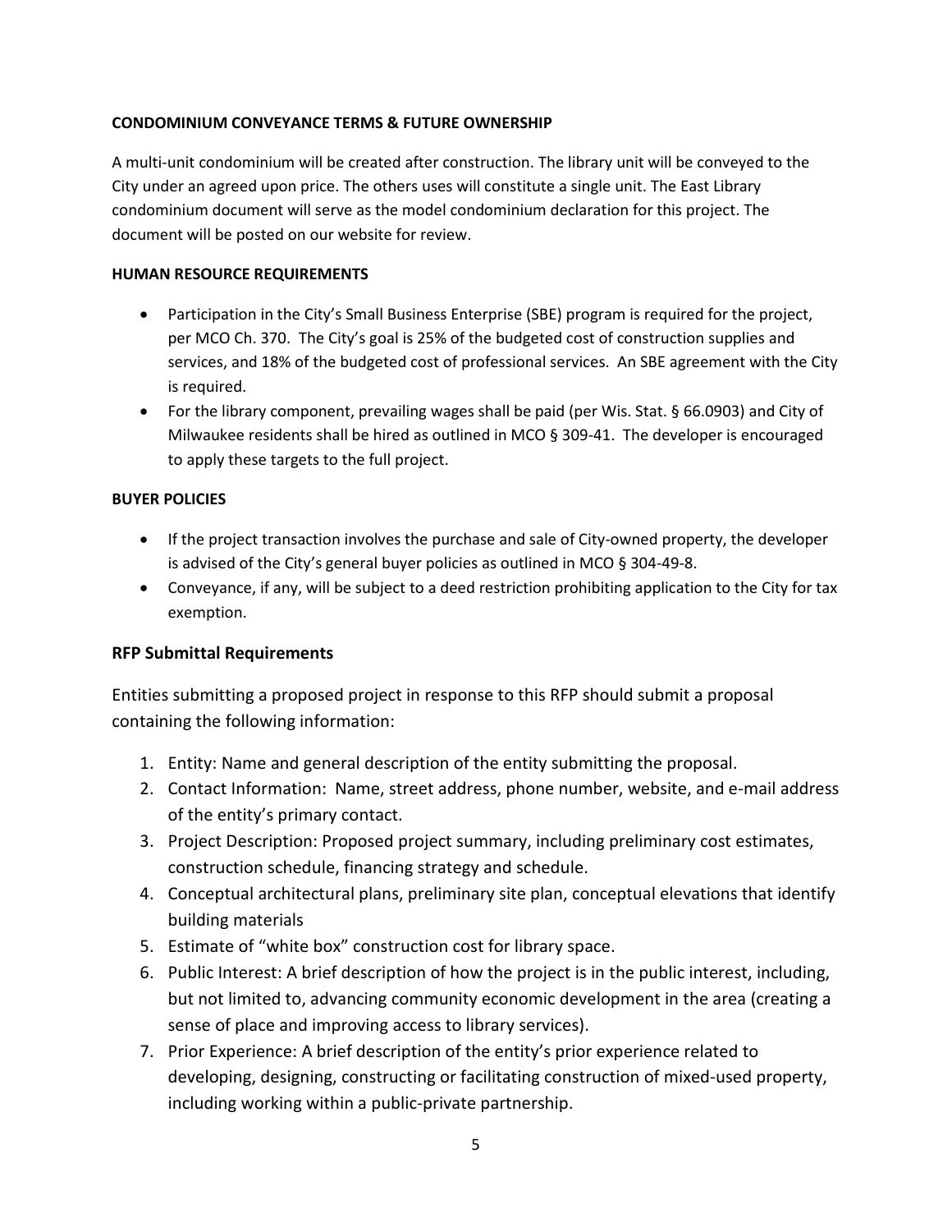**CONDOMINIUM CONVEYANCE TERMS & FUTURE OWNERSHIP**

A multi-unit condominium will be created after construction. The library unit will be conveyed to the City under an agreed upon price. The others uses will constitute a single unit. The East Library condominium document will serve as the model condominium declaration for this project. The document will be posted on our website for review.

**HUMAN RESOURCE REQUIREMENTS**

- Participation in the City's Small Business Enterprise (SBE) program is required for the project, per MCO Ch. 370. The City's goal is 25% of the budgeted cost of construction supplies and services, and 18% of the budgeted cost of professional services. An SBE agreement with the City is required.
- For the library component, prevailing wages shall be paid (per Wis. Stat. § 66.0903) and City of Milwaukee residents shall be hired as outlined in MCO § 309-41. The developer is encouraged to apply these targets to the full project.

**BUYER POLICIES**

- If the project transaction involves the purchase and sale of City-owned property, the developer is advised of the City's general buyer policies as outlined in MCO § 304-49-8.
- Conveyance, if any, will be subject to a deed restriction prohibiting application to the City for tax exemption.

## RFP Submittal Requirements

Entities submitting a proposed project in response to this RFP should submit a proposal containing the following information:

1. Entity: Name and general description of the entity submitting the proposal.
2. Contact Information: Name, street address, phone number, website, and e-mail address of the entity's primary contact.
3. Project Description: Proposed project summary, including preliminary cost estimates, construction schedule, financing strategy and schedule.
4. Conceptual architectural plans, preliminary site plan, conceptual elevations that identify building materials
5. Estimate of "white box" construction cost for library space.
6. Public Interest: A brief description of how the project is in the public interest, including, but not limited to, advancing community economic development in the area (creating a sense of place and improving access to library services).
7. Prior Experience: A brief description of the entity's prior experience related to developing, designing, constructing or facilitating construction of mixed-used property, including working within a public-private partnership.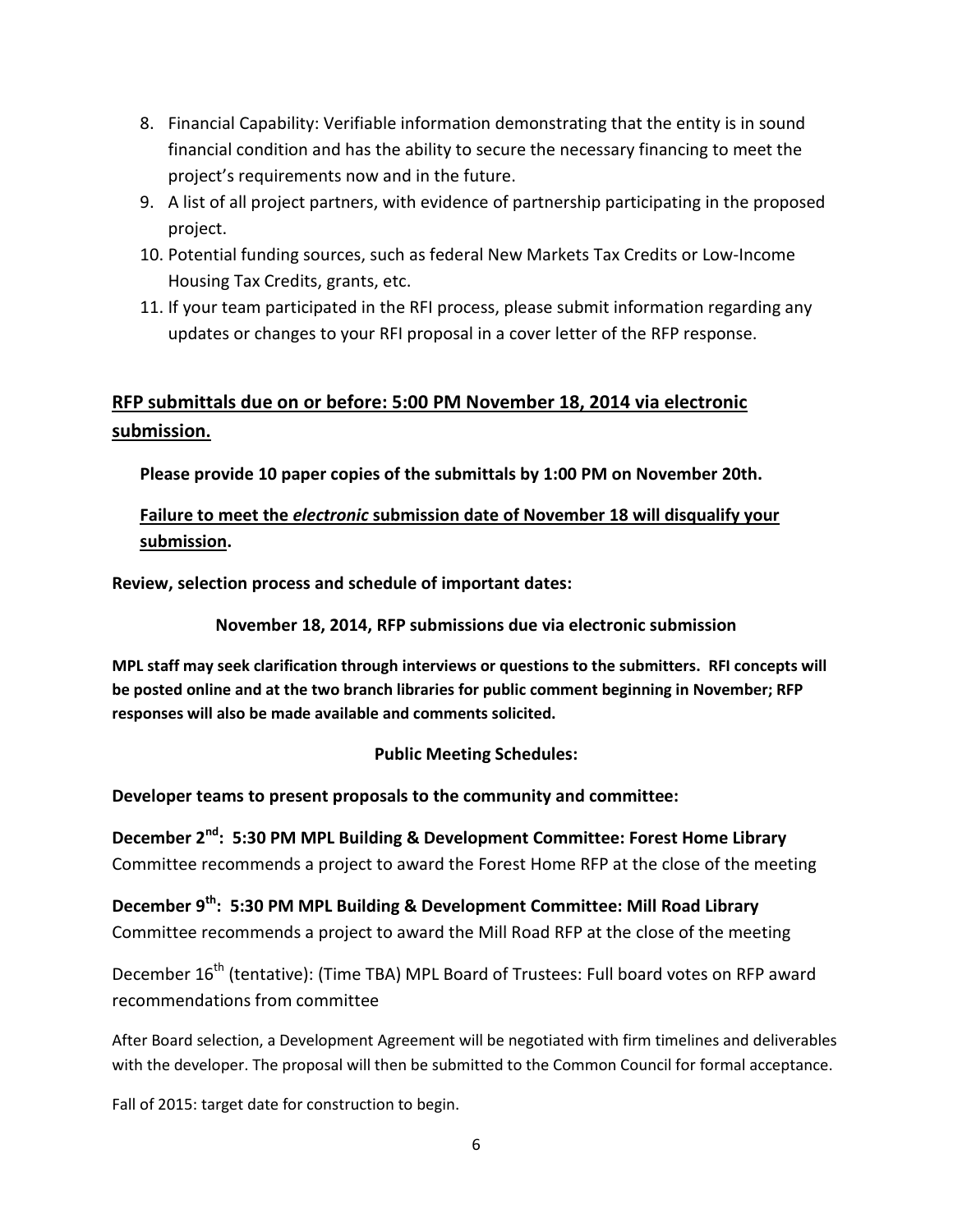8. Financial Capability: Verifiable information demonstrating that the entity is in sound financial condition and has the ability to secure the necessary financing to meet the project's requirements now and in the future.
9. A list of all project partners, with evidence of partnership participating in the proposed project.
10. Potential funding sources, such as federal New Markets Tax Credits or Low-Income Housing Tax Credits, grants, etc.
11. If your team participated in the RFI process, please submit information regarding any updates or changes to your RFI proposal in a cover letter of the RFP response.

**<u>RFP submittals due on or before: 5:00 PM November 18, 2014 via electronic submission.</u>**

**Please provide 10 paper copies of the submittals by 1:00 PM on November 20th.**

**<u>Failure to meet the *electronic* submission date of November 18 will disqualify your submission</u>.**

**Review, selection process and schedule of important dates:**

**November 18, 2014, RFP submissions due via electronic submission**

**MPL staff may seek clarification through interviews or questions to the submitters. RFI concepts will be posted online and at the two branch libraries for public comment beginning in November; RFP responses will also be made available and comments solicited.**

**Public Meeting Schedules:**

**Developer teams to present proposals to the community and committee:**

**December 2nd: 5:30 PM MPL Building & Development Committee: Forest Home Library**
Committee recommends a project to award the Forest Home RFP at the close of the meeting

**December 9th: 5:30 PM MPL Building & Development Committee: Mill Road Library**
Committee recommends a project to award the Mill Road RFP at the close of the meeting

December 16th (tentative): (Time TBA) MPL Board of Trustees: Full board votes on RFP award recommendations from committee

After Board selection, a Development Agreement will be negotiated with firm timelines and deliverables with the developer. The proposal will then be submitted to the Common Council for formal acceptance.

Fall of 2015: target date for construction to begin.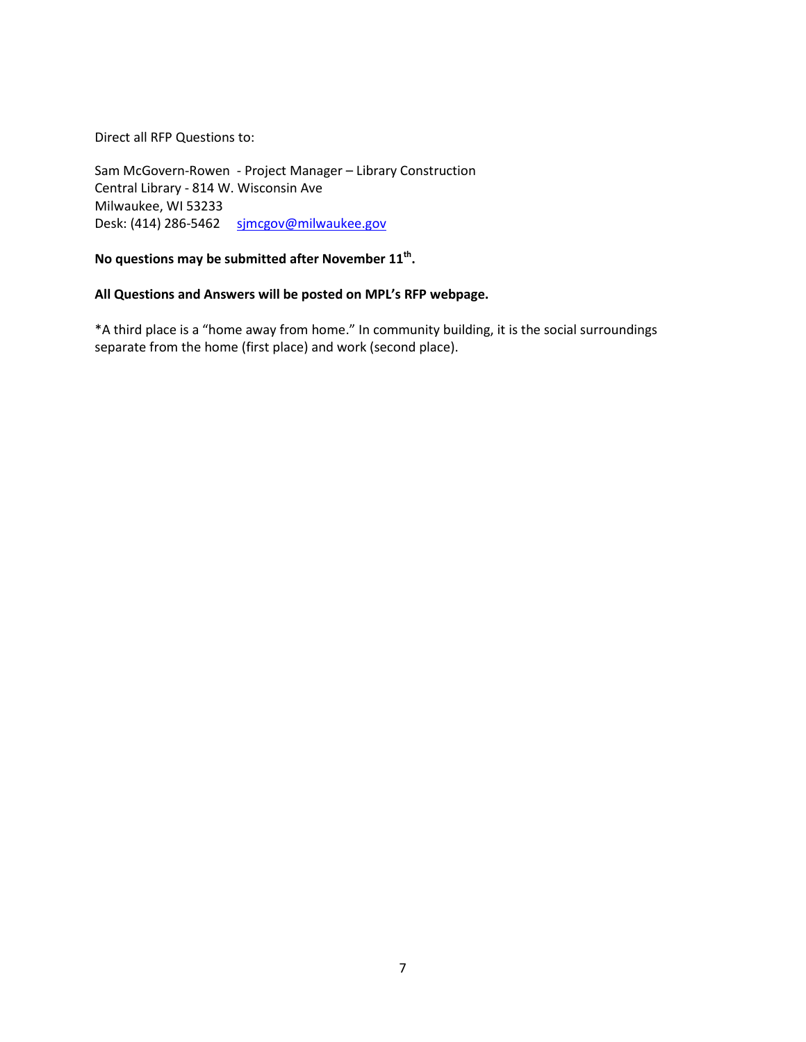Direct all RFP Questions to:

Sam McGovern-Rowen - Project Manager – Library Construction
Central Library - 814 W. Wisconsin Ave
Milwaukee, WI 53233
Desk: (414) 286-5462 sjmcgov@milwaukee.gov

**No questions may be submitted after November 11th.**

**All Questions and Answers will be posted on MPL's RFP webpage.**

*A third place is a "home away from home." In community building, it is the social surroundings separate from the home (first place) and work (second place).